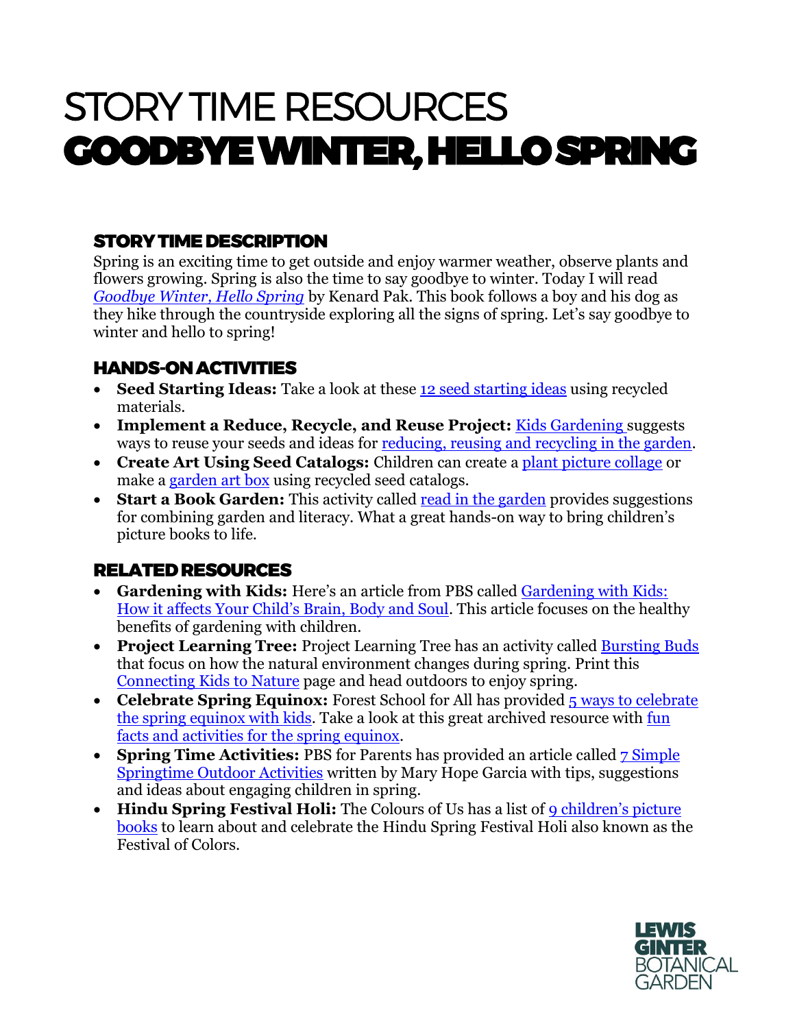# STORY TIME RESOURCES
# GOODBYE WINTER, HELLO SPRING

## STORY TIME DESCRIPTION

Spring is an exciting time to get outside and enjoy warmer weather, observe plants and flowers growing. Spring is also the time to say goodbye to winter. Today I will read *Goodbye Winter, Hello Spring* by Kenard Pak. This book follows a boy and his dog as they hike through the countryside exploring all the signs of spring. Let's say goodbye to winter and hello to spring!

## HANDS-ON ACTIVITIES

- **Seed Starting Ideas:** Take a look at these 12 seed starting ideas using recycled materials.
- **Implement a Reduce, Recycle, and Reuse Project:** Kids Gardening suggests ways to reuse your seeds and ideas for reducing, reusing and recycling in the garden.
- **Create Art Using Seed Catalogs:** Children can create a plant picture collage or make a garden art box using recycled seed catalogs.
- **Start a Book Garden:** This activity called read in the garden provides suggestions for combining garden and literacy. What a great hands-on way to bring children's picture books to life.

## RELATED RESOURCES

- **Gardening with Kids:** Here's an article from PBS called Gardening with Kids: How it affects Your Child's Brain, Body and Soul. This article focuses on the healthy benefits of gardening with children.
- **Project Learning Tree:** Project Learning Tree has an activity called Bursting Buds that focus on how the natural environment changes during spring. Print this Connecting Kids to Nature page and head outdoors to enjoy spring.
- **Celebrate Spring Equinox:** Forest School for All has provided 5 ways to celebrate the spring equinox with kids. Take a look at this great archived resource with fun facts and activities for the spring equinox.
- **Spring Time Activities:** PBS for Parents has provided an article called 7 Simple Springtime Outdoor Activities written by Mary Hope Garcia with tips, suggestions and ideas about engaging children in spring.
- **Hindu Spring Festival Holi:** The Colours of Us has a list of 9 children's picture books to learn about and celebrate the Hindu Spring Festival Holi also known as the Festival of Colors.

LEWIS GINTER BOTANICAL GARDEN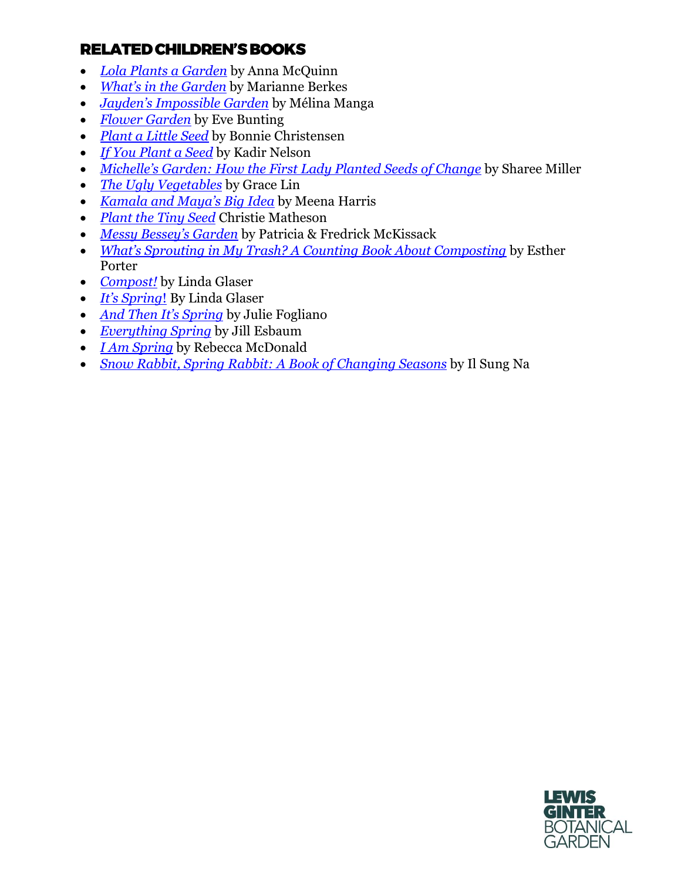## RELATED CHILDREN'S BOOKS

- *Lola Plants a Garden* by Anna McQuinn
- *What's in the Garden* by Marianne Berkes
- *Jayden's Impossible Garden* by Mélina Manga
- *Flower Garden* by Eve Bunting
- *Plant a Little Seed* by Bonnie Christensen
- *If You Plant a Seed* by Kadir Nelson
- *Michelle's Garden: How the First Lady Planted Seeds of Change* by Sharee Miller
- *The Ugly Vegetables* by Grace Lin
- *Kamala and Maya's Big Idea* by Meena Harris
- *Plant the Tiny Seed* Christie Matheson
- *Messy Bessey's Garden* by Patricia & Fredrick McKissack
- *What's Sprouting in My Trash? A Counting Book About Composting* by Esther Porter
- *Compost!* by Linda Glaser
- *It's Spring*! By Linda Glaser
- *And Then It's Spring* by Julie Fogliano
- *Everything Spring* by Jill Esbaum
- *I Am Spring* by Rebecca McDonald
- *Snow Rabbit, Spring Rabbit: A Book of Changing Seasons* by Il Sung Na

LEWIS GINTER BOTANICAL GARDEN